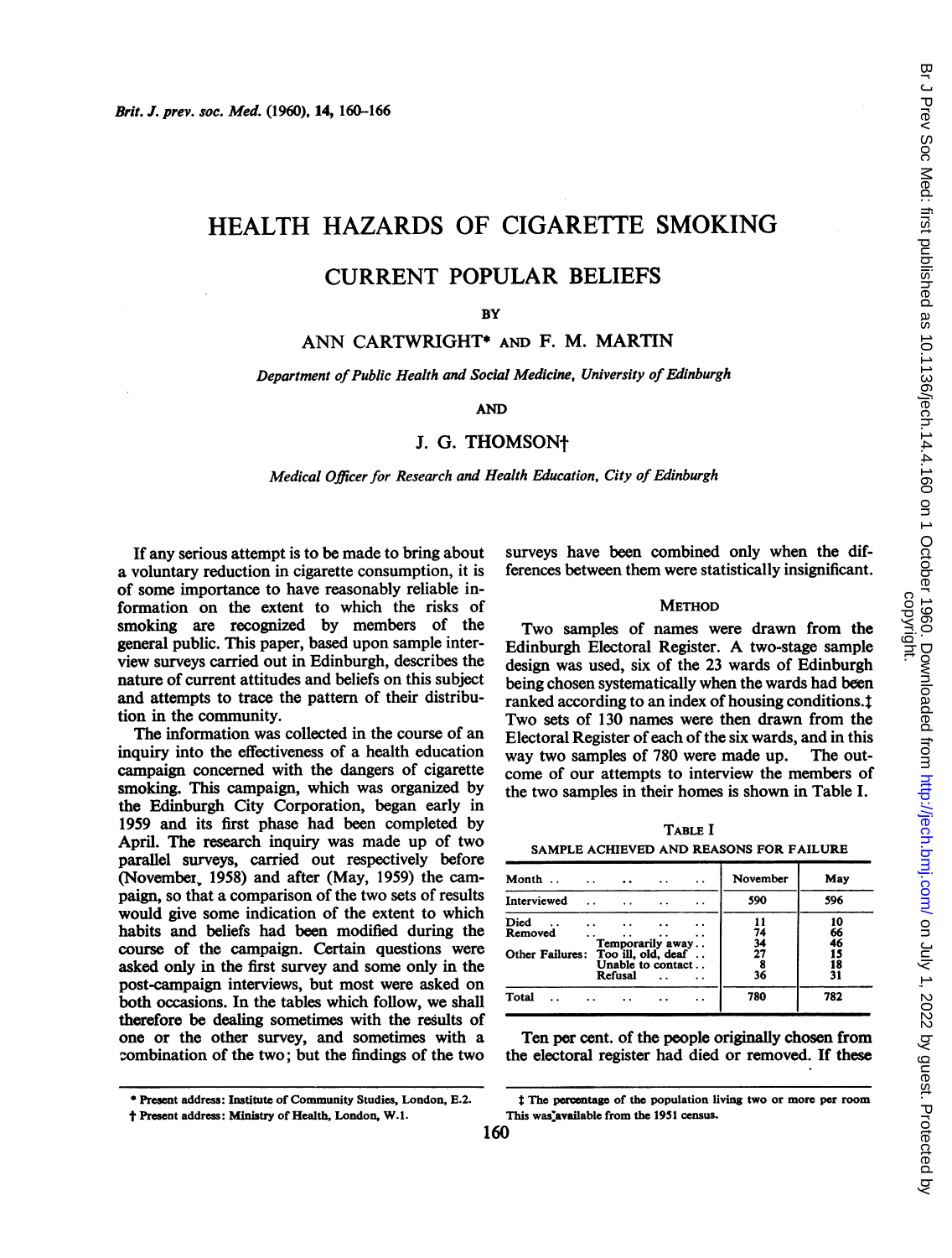# HEALTH HAZARDS OF CIGARETTE SMOKING

## CURRENT POPULAR BELIEFS

BY

ANN CARTWRIGHT* AND F. M. MARTIN

*Department of Public Health and Social Medicine, University of Edinburgh*

AND

J. G. THOMSON†

*Medical Officer for Research and Health Education, City of Edinburgh*

If any serious attempt is to be made to bring about a voluntary reduction in cigarette consumption, it is of some importance to have reasonably reliable information on the extent to which the risks of smoking are recognized by members of the general public. This paper, based upon sample interview surveys carried out in Edinburgh, describes the nature of current attitudes and beliefs on this subject and attempts to trace the pattern of their distribution in the community.

The information was collected in the course of an inquiry into the effectiveness of a health education campaign concerned with the dangers of cigarette smoking. This campaign, which was organized by the Edinburgh City Corporation, began early in 1959 and its first phase had been completed by April. The research inquiry was made up of two parallel surveys, carried out respectively before (November, 1958) and after (May, 1959) the campaign, so that a comparison of the two sets of results would give some indication of the extent to which habits and beliefs had been modified during the course of the campaign. Certain questions were asked only in the first survey and some only in the post-campaign interviews, but most were asked on both occasions. In the tables which follow, we shall therefore be dealing sometimes with the results of one or the other survey, and sometimes with a combination of the two; but the findings of the two surveys have been combined only when the differences between them were statistically insignificant.

### METHOD

Two samples of names were drawn from the Edinburgh Electoral Register. A two-stage sample design was used, six of the 23 wards of Edinburgh being chosen systematically when the wards had been ranked according to an index of housing conditions.‡ Two sets of 130 names were then drawn from the Electoral Register of each of the six wards, and in this way two samples of 780 were made up. The outcome of our attempts to interview the members of the two samples in their homes is shown in Table I.

TABLE I

SAMPLE ACHIEVED AND REASONS FOR FAILURE

| Month | | November | May |
|---|---|---|---|
| Interviewed | | 590 | 596 |
| Died | | 11 | 10 |
| Removed | | 74 | 66 |
| Other Failures: | Temporarily away | 34 | 46 |
| | Too ill, old, deaf | 27 | 15 |
| | Unable to contact | 8 | 18 |
| | Refusal | 36 | 31 |
| Total | | 780 | 782 |

Ten per cent. of the people originally chosen from the electoral register had died or removed. If these

\* Present address: Institute of Community Studies, London, E.2.

† Present address: Ministry of Health, London, W.1.

‡ The percentage of the population living two or more per room This was available from the 1951 census.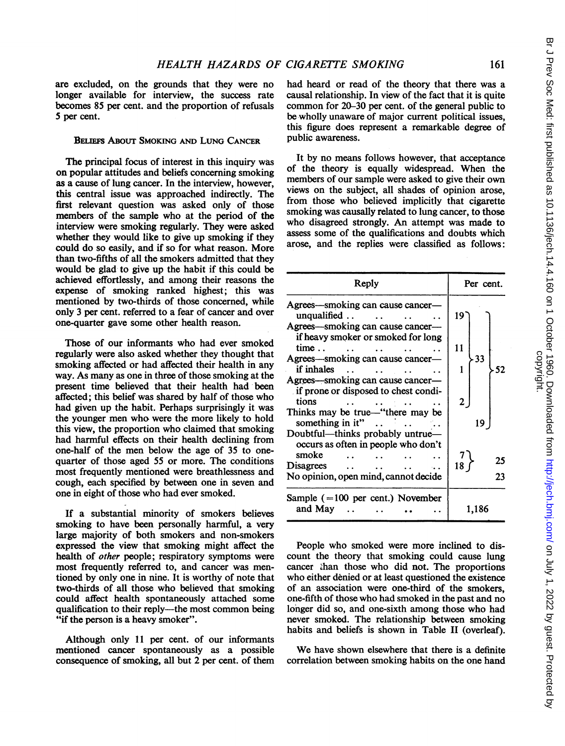are excluded, on the grounds that they were no longer available for interview, the success rate becomes 85 per cent. and the proportion of refusals 5 per cent.

### Beliefs About Smoking and Lung Cancer

The principal focus of interest in this inquiry was on popular attitudes and beliefs concerning smoking as a cause of lung cancer. In the interview, however, this central issue was approached indirectly. The first relevant question was asked only of those members of the sample who at the period of the interview were smoking regularly. They were asked whether they would like to give up smoking if they could do so easily, and if so for what reason. More than two-fifths of all the smokers admitted that they would be glad to give up the habit if this could be achieved effortlessly, and among their reasons the expense of smoking ranked highest; this was mentioned by two-thirds of those concerned, while only 3 per cent. referred to a fear of cancer and over one-quarter gave some other health reason.

Those of our informants who had ever smoked regularly were also asked whether they thought that smoking affected or had affected their health in any way. As many as one in three of those smoking at the present time believed that their health had been affected; this belief was shared by half of those who had given up the habit. Perhaps surprisingly it was the younger men who were the more likely to hold this view, the proportion who claimed that smoking had harmful effects on their health declining from one-half of the men below the age of 35 to one-quarter of those aged 55 or more. The conditions most frequently mentioned were breathlessness and cough, each specified by between one in seven and one in eight of those who had ever smoked.

If a substantial minority of smokers believes smoking to have been personally harmful, a very large majority of both smokers and non-smokers expressed the view that smoking might affect the health of *other* people; respiratory symptoms were most frequently referred to, and cancer was mentioned by only one in nine. It is worthy of note that two-thirds of all those who believed that smoking could affect health spontaneously attached some qualification to their reply—the most common being "if the person is a heavy smoker".

Although only 11 per cent. of our informants mentioned cancer spontaneously as a possible consequence of smoking, all but 2 per cent. of them had heard or read of the theory that there was a causal relationship. In view of the fact that it is quite common for 20–30 per cent. of the general public to be wholly unaware of major current political issues, this figure does represent a remarkable degree of public awareness.

It by no means follows however, that acceptance of the theory is equally widespread. When the members of our sample were asked to give their own views on the subject, all shades of opinion arose, from those who believed implicitly that cigarette smoking was causally related to lung cancer, to those who disagreed strongly. An attempt was made to assess some of the qualifications and doubts which arose, and the replies were classified as follows:

| Reply | Per cent. | | |
|---|---|---|---|
| Agrees—smoking can cause cancer—unqualified | 19 | 33 | 52 |
| Agrees—smoking can cause cancer—if heavy smoker or smoked for long time | 11 | | |
| Agrees—smoking can cause cancer—if inhales | 1 | | |
| Agrees—smoking can cause cancer—if prone or disposed to chest conditions | 2 | | |
| Thinks may be true—"there may be something in it" | | 19 | |
| Doubtful—thinks probably untrue—occurs as often in people who don't smoke | 7 | | 25 |
| Disagrees | 18 | | |
| No opinion, open mind, cannot decide | | | 23 |
| Sample (=100 per cent.) November and May | 1,186 | | |

People who smoked were more inclined to discount the theory that smoking could cause lung cancer than those who did not. The proportions who either denied or at least questioned the existence of an association were one-third of the smokers, one-fifth of those who had smoked in the past and no longer did so, and one-sixth among those who had never smoked. The relationship between smoking habits and beliefs is shown in Table II (overleaf).

We have shown elsewhere that there is a definite correlation between smoking habits on the one hand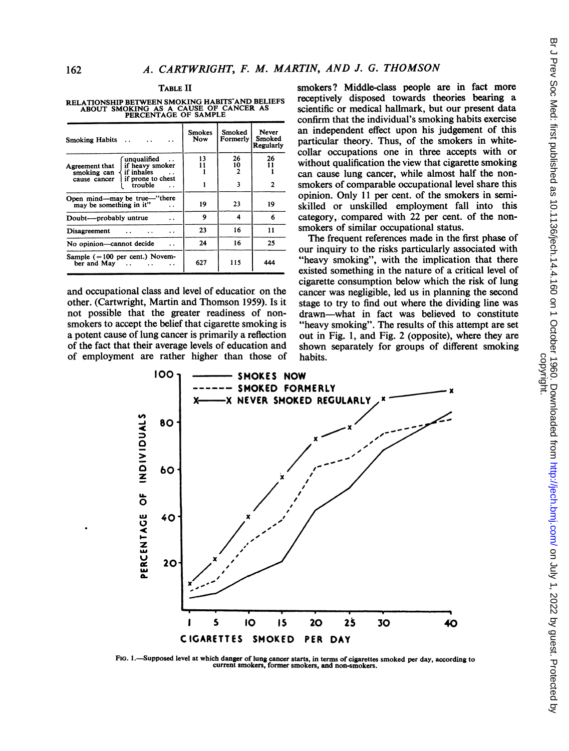TABLE II

RELATIONSHIP BETWEEN SMOKING HABITS AND BELIEFS ABOUT SMOKING AS A CAUSE OF CANCER AS PERCENTAGE OF SAMPLE

| Smoking Habits | | Smokes Now | Smoked Formerly | Never Smoked Regularly |
|---|---|---|---|---|
| Agreement that smoking can cause cancer | unqualified | 13 | 26 | 26 |
| | if heavy smoker | 11 | 10 | 11 |
| | if inhales | 1 | 2 | 1 |
| | if prone to chest trouble | 1 | 3 | 2 |
| Open mind—may be true—"there may be something in it" | | 19 | 23 | 19 |
| Doubt—probably untrue | | 9 | 4 | 6 |
| Disagreement | | 23 | 16 | 11 |
| No opinion—cannot decide | | 24 | 16 | 25 |
| Sample (=100 per cent.) November and May | | 627 | 115 | 444 |

and occupational class and level of education on the other. (Cartwright, Martin and Thomson 1959). Is it not possible that the greater readiness of non-smokers to accept the belief that cigarette smoking is a potent cause of lung cancer is primarily a reflection of the fact that their average levels of education and of employment are rather higher than those of smokers? Middle-class people are in fact more receptively disposed towards theories bearing a scientific or medical hallmark, but our present data confirm that the individual's smoking habits exercise an independent effect upon his judgement of this particular theory. Thus, of the smokers in white-collar occupations one in three accepts with or without qualification the view that cigarette smoking can cause lung cancer, while almost half the non-smokers of comparable occupational level share this opinion. Only 11 per cent. of the smokers in semi-skilled or unskilled employment fall into this category, compared with 22 per cent. of the non-smokers of similar occupational status.

The frequent references made in the first phase of our inquiry to the risks particularly associated with "heavy smoking", with the implication that there existed something in the nature of a critical level of cigarette consumption below which the risk of lung cancer was negligible, led us in planning the second stage to try to find out where the dividing line was drawn—what in fact was believed to constitute "heavy smoking". The results of this attempt are set out in Fig. 1, and Fig. 2 (opposite), where they are shown separately for groups of different smoking habits.

FIG. 1.—Supposed level at which danger of lung cancer starts, in terms of cigarettes smoked per day, according to current smokers, former smokers, and non-smokers.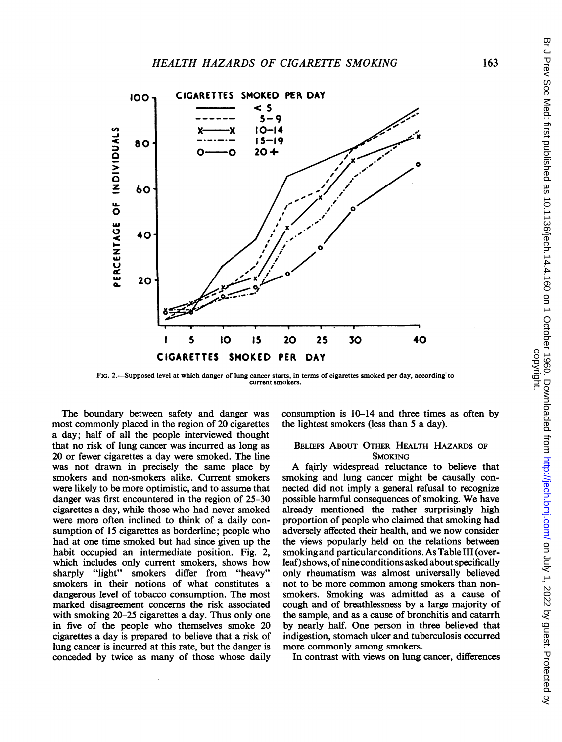FIG. 2.—Supposed level at which danger of lung cancer starts, in terms of cigarettes smoked per day, according to current smokers.

The boundary between safety and danger was most commonly placed in the region of 20 cigarettes a day; half of all the people interviewed thought that no risk of lung cancer was incurred as long as 20 or fewer cigarettes a day were smoked. The line was not drawn in precisely the same place by smokers and non-smokers alike. Current smokers were likely to be more optimistic, and to assume that danger was first encountered in the region of 25–30 cigarettes a day, while those who had never smoked were more often inclined to think of a daily consumption of 15 cigarettes as borderline; people who had at one time smoked but had since given up the habit occupied an intermediate position. Fig. 2, which includes only current smokers, shows how sharply "light" smokers differ from "heavy" smokers in their notions of what constitutes a dangerous level of tobacco consumption. The most marked disagreement concerns the risk associated with smoking 20–25 cigarettes a day. Thus only one in five of the people who themselves smoke 20 cigarettes a day is prepared to believe that a risk of lung cancer is incurred at this rate, but the danger is conceded by twice as many of those whose daily consumption is 10–14 and three times as often by the lightest smokers (less than 5 a day).

## Beliefs About Other Health Hazards of Smoking

A fairly widespread reluctance to believe that smoking and lung cancer might be causally connected did not imply a general refusal to recognize possible harmful consequences of smoking. We have already mentioned the rather surprisingly high proportion of people who claimed that smoking had adversely affected their health, and we now consider the views popularly held on the relations between smoking and particular conditions. As Table III (overleaf) shows, of nine conditions asked about specifically only rheumatism was almost universally believed not to be more common among smokers than non-smokers. Smoking was admitted as a cause of cough and of breathlessness by a large majority of the sample, and as a cause of bronchitis and catarrh by nearly half. One person in three believed that indigestion, stomach ulcer and tuberculosis occurred more commonly among smokers.

In contrast with views on lung cancer, differences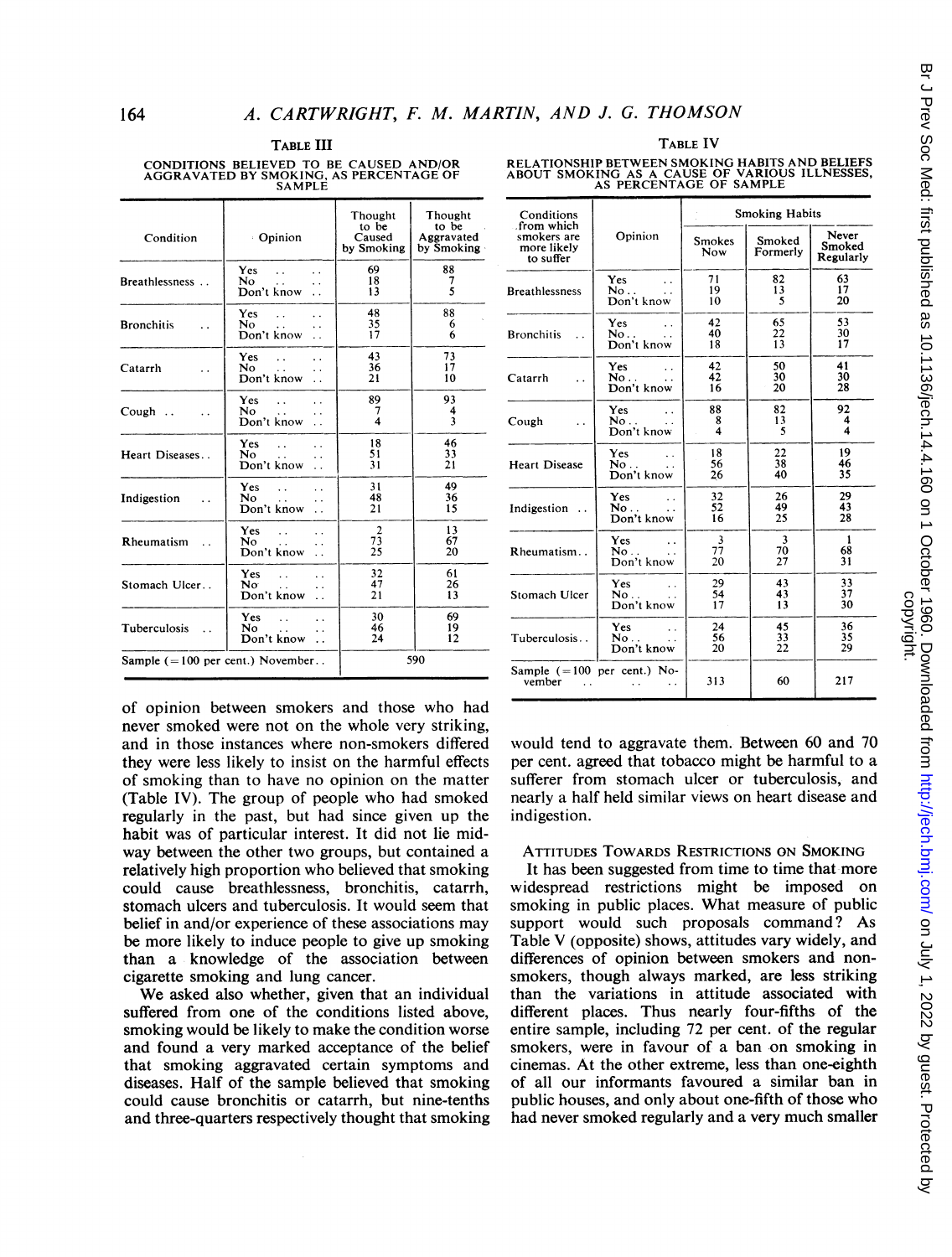TABLE III

CONDITIONS BELIEVED TO BE CAUSED AND/OR AGGRAVATED BY SMOKING, AS PERCENTAGE OF SAMPLE

| Condition | Opinion | Thought to be Caused by Smoking | Thought to be Aggravated by Smoking |
|---|---|---|---|
| Breathlessness | Yes | 69 | 88 |
| | No | 18 | 7 |
| | Don't know | 13 | 5 |
| Bronchitis | Yes | 48 | 88 |
| | No | 35 | 6 |
| | Don't know | 17 | 6 |
| Catarrh | Yes | 43 | 73 |
| | No | 36 | 17 |
| | Don't know | 21 | 10 |
| Cough | Yes | 89 | 93 |
| | No | 7 | 4 |
| | Don't know | 4 | 3 |
| Heart Diseases | Yes | 18 | 46 |
| | No | 51 | 33 |
| | Don't know | 31 | 21 |
| Indigestion | Yes | 31 | 49 |
| | No | 48 | 36 |
| | Don't know | 21 | 15 |
| Rheumatism | Yes | 2 | 13 |
| | No | 73 | 67 |
| | Don't know | 25 | 20 |
| Stomach Ulcer | Yes | 32 | 61 |
| | No | 47 | 26 |
| | Don't know | 21 | 13 |
| Tuberculosis | Yes | 30 | 69 |
| | No | 46 | 19 |
| | Don't know | 24 | 12 |
| Sample (=100 per cent.) November | | 590 | |

TABLE IV

RELATIONSHIP BETWEEN SMOKING HABITS AND BELIEFS ABOUT SMOKING AS A CAUSE OF VARIOUS ILLNESSES, AS PERCENTAGE OF SAMPLE

| Conditions from which smokers are more likely to suffer | Opinion | Smoking Habits | | |
|---|---|---|---|---|
| | | Smokes Now | Smoked Formerly | Never Smoked Regularly |
| Breathlessness | Yes | 71 | 82 | 63 |
| | No | 19 | 13 | 17 |
| | Don't know | 10 | 5 | 20 |
| Bronchitis | Yes | 42 | 65 | 53 |
| | No | 40 | 22 | 30 |
| | Don't know | 18 | 13 | 17 |
| Catarrh | Yes | 42 | 50 | 41 |
| | No | 42 | 30 | 30 |
| | Don't know | 16 | 20 | 28 |
| Cough | Yes | 88 | 82 | 92 |
| | No | 8 | 13 | 4 |
| | Don't know | 4 | 5 | 4 |
| Heart Disease | Yes | 18 | 22 | 19 |
| | No | 56 | 38 | 46 |
| | Don't know | 26 | 40 | 35 |
| Indigestion | Yes | 32 | 26 | 29 |
| | No | 52 | 49 | 43 |
| | Don't know | 16 | 25 | 28 |
| Rheumatism | Yes | 3 | 3 | 1 |
| | No | 77 | 70 | 68 |
| | Don't know | 20 | 27 | 31 |
| Stomach Ulcer | Yes | 29 | 43 | 33 |
| | No | 54 | 43 | 37 |
| | Don't know | 17 | 13 | 30 |
| Tuberculosis | Yes | 24 | 45 | 36 |
| | No | 56 | 33 | 35 |
| | Don't know | 20 | 22 | 29 |
| Sample (=100 per cent.) November | | 313 | 60 | 217 |

of opinion between smokers and those who had never smoked were not on the whole very striking, and in those instances where non-smokers differed they were less likely to insist on the harmful effects of smoking than to have no opinion on the matter (Table IV). The group of people who had smoked regularly in the past, but had since given up the habit was of particular interest. It did not lie midway between the other two groups, but contained a relatively high proportion who believed that smoking could cause breathlessness, bronchitis, catarrh, stomach ulcers and tuberculosis. It would seem that belief in and/or experience of these associations may be more likely to induce people to give up smoking than a knowledge of the association between cigarette smoking and lung cancer.

We asked also whether, given that an individual suffered from one of the conditions listed above, smoking would be likely to make the condition worse and found a very marked acceptance of the belief that smoking aggravated certain symptoms and diseases. Half of the sample believed that smoking could cause bronchitis or catarrh, but nine-tenths and three-quarters respectively thought that smoking would tend to aggravate them. Between 60 and 70 per cent. agreed that tobacco might be harmful to a sufferer from stomach ulcer or tuberculosis, and nearly a half held similar views on heart disease and indigestion.

## ATTITUDES TOWARDS RESTRICTIONS ON SMOKING

It has been suggested from time to time that more widespread restrictions might be imposed on smoking in public places. What measure of public support would such proposals command? As Table V (opposite) shows, attitudes vary widely, and differences of opinion between smokers and non-smokers, though always marked, are less striking than the variations in attitude associated with different places. Thus nearly four-fifths of the entire sample, including 72 per cent. of the regular smokers, were in favour of a ban on smoking in cinemas. At the other extreme, less than one-eighth of all our informants favoured a similar ban in public houses, and only about one-fifth of those who had never smoked regularly and a very much smaller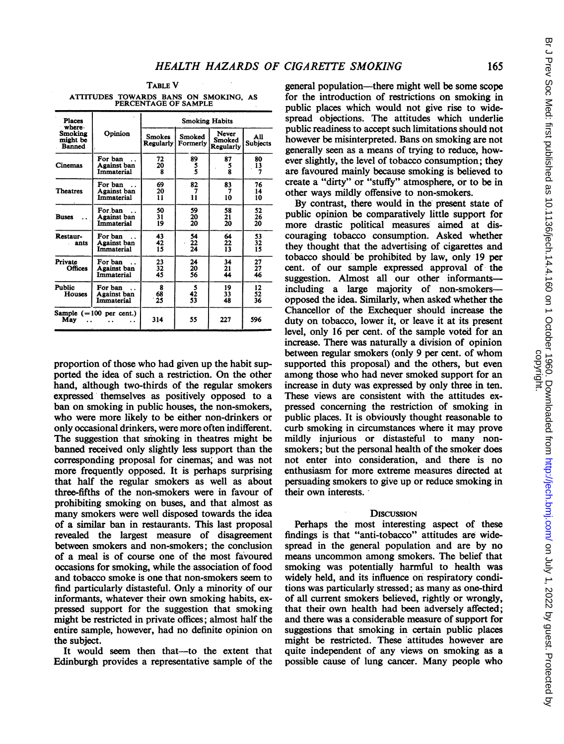TABLE V

ATTITUDES TOWARDS BANS ON SMOKING, AS PERCENTAGE OF SAMPLE

| Places where Smoking might be Banned | Opinion | Smoking Habits | | | |
|---|---|---|---|---|---|
| | | Smokes Regularly | Smoked Formerly | Never Smoked Regularly | All Subjects |
| Cinemas | For ban | 72 | 89 | 87 | 80 |
| | Against ban | 20 | 5 | 5 | 13 |
| | Immaterial | 8 | 5 | 8 | 7 |
| Theatres | For ban | 69 | 82 | 83 | 76 |
| | Against ban | 20 | 7 | 7 | 14 |
| | Immaterial | 11 | 11 | 10 | 10 |
| Buses | For ban | 50 | 59 | 58 | 52 |
| | Against ban | 31 | 20 | 21 | 26 |
| | Immaterial | 19 | 20 | 20 | 20 |
| Restaurants | For ban | 43 | 54 | 64 | 53 |
| | Against ban | 42 | 22 | 22 | 32 |
| | Immaterial | 15 | 24 | 13 | 15 |
| Private Offices | For ban | 23 | 24 | 34 | 27 |
| | Against ban | 32 | 20 | 21 | 27 |
| | Immaterial | 45 | 56 | 44 | 46 |
| Public Houses | For ban | 8 | 5 | 19 | 12 |
| | Against ban | 68 | 42 | 33 | 52 |
| | Immaterial | 25 | 53 | 48 | 36 |
| Sample (=100 per cent.) May | | 314 | 55 | 227 | 596 |

proportion of those who had given up the habit supported the idea of such a restriction. On the other hand, although two-thirds of the regular smokers expressed themselves as positively opposed to a ban on smoking in public houses, the non-smokers, who were more likely to be either non-drinkers or only occasional drinkers, were more often indifferent. The suggestion that smoking in theatres might be banned received only slightly less support than the corresponding proposal for cinemas, and was not more frequently opposed. It is perhaps surprising that half the regular smokers as well as about three-fifths of the non-smokers were in favour of prohibiting smoking on buses, and that almost as many smokers were well disposed towards the idea of a similar ban in restaurants. This last proposal revealed the largest measure of disagreement between smokers and non-smokers; the conclusion of a meal is of course one of the most favoured occasions for smoking, while the association of food and tobacco smoke is one that non-smokers seem to find particularly distasteful. Only a minority of our informants, whatever their own smoking habits, expressed support for the suggestion that smoking might be restricted in private offices; almost half the entire sample, however, had no definite opinion on the subject.

It would seem then that—to the extent that Edinburgh provides a representative sample of the general population—there might well be some scope for the introduction of restrictions on smoking in public places which would not give rise to widespread objections. The attitudes which underlie public readiness to accept such limitations should not however be misinterpreted. Bans on smoking are not generally seen as a means of trying to reduce, however slightly, the level of tobacco consumption; they are favoured mainly because smoking is believed to create a "dirty" or "stuffy" atmosphere, or to be in other ways mildly offensive to non-smokers.

By contrast, there would in the present state of public opinion be comparatively little support for more drastic political measures aimed at discouraging tobacco consumption. Asked whether they thought that the advertising of cigarettes and tobacco should be prohibited by law, only 19 per cent. of our sample expressed approval of the suggestion. Almost all our other informants—including a large majority of non-smokers—opposed the idea. Similarly, when asked whether the Chancellor of the Exchequer should increase the duty on tobacco, lower it, or leave it at its present level, only 16 per cent. of the sample voted for an increase. There was naturally a division of opinion between regular smokers (only 9 per cent. of whom supported this proposal) and the others, but even among those who had never smoked support for an increase in duty was expressed by only three in ten. These views are consistent with the attitudes expressed concerning the restriction of smoking in public places. It is obviously thought reasonable to curb smoking in circumstances where it may prove mildly injurious or distasteful to many non-smokers; but the personal health of the smoker does not enter into consideration, and there is no enthusiasm for more extreme measures directed at persuading smokers to give up or reduce smoking in their own interests.

## DISCUSSION

Perhaps the most interesting aspect of these findings is that "anti-tobacco" attitudes are widespread in the general population and are by no means uncommon among smokers. The belief that smoking was potentially harmful to health was widely held, and its influence on respiratory conditions was particularly stressed; as many as one-third of all current smokers believed, rightly or wrongly, that their own health had been adversely affected; and there was a considerable measure of support for suggestions that smoking in certain public places might be restricted. These attitudes however are quite independent of any views on smoking as a possible cause of lung cancer. Many people who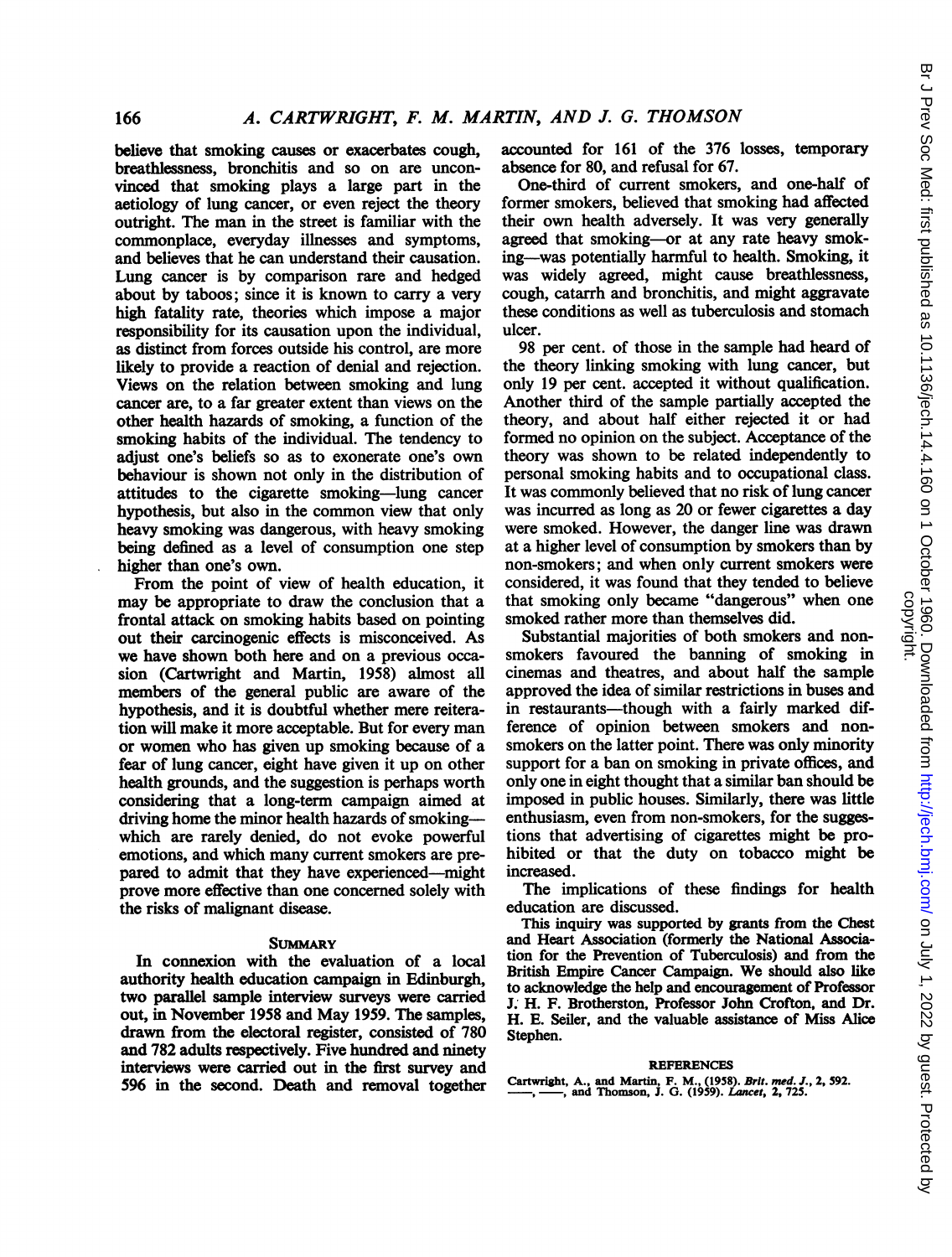believe that smoking causes or exacerbates cough, breathlessness, bronchitis and so on are unconvinced that smoking plays a large part in the aetiology of lung cancer, or even reject the theory outright. The man in the street is familiar with the commonplace, everyday illnesses and symptoms, and believes that he can understand their causation. Lung cancer is by comparison rare and hedged about by taboos; since it is known to carry a very high fatality rate, theories which impose a major responsibility for its causation upon the individual, as distinct from forces outside his control, are more likely to provide a reaction of denial and rejection. Views on the relation between smoking and lung cancer are, to a far greater extent than views on the other health hazards of smoking, a function of the smoking habits of the individual. The tendency to adjust one's beliefs so as to exonerate one's own behaviour is shown not only in the distribution of attitudes to the cigarette smoking—lung cancer hypothesis, but also in the common view that only heavy smoking was dangerous, with heavy smoking being defined as a level of consumption one step higher than one's own.

From the point of view of health education, it may be appropriate to draw the conclusion that a frontal attack on smoking habits based on pointing out their carcinogenic effects is misconceived. As we have shown both here and on a previous occasion (Cartwright and Martin, 1958) almost all members of the general public are aware of the hypothesis, and it is doubtful whether mere reiteration will make it more acceptable. But for every man or women who has given up smoking because of a fear of lung cancer, eight have given it up on other health grounds, and the suggestion is perhaps worth considering that a long-term campaign aimed at driving home the minor health hazards of smoking—which are rarely denied, do not evoke powerful emotions, and which many current smokers are prepared to admit that they have experienced—might prove more effective than one concerned solely with the risks of malignant disease.

## SUMMARY

In connexion with the evaluation of a local authority health education campaign in Edinburgh, two parallel sample interview surveys were carried out, in November 1958 and May 1959. The samples, drawn from the electoral register, consisted of 780 and 782 adults respectively. Five hundred and ninety interviews were carried out in the first survey and 596 in the second. Death and removal together accounted for 161 of the 376 losses, temporary absence for 80, and refusal for 67.

One-third of current smokers, and one-half of former smokers, believed that smoking had affected their own health adversely. It was very generally agreed that smoking—or at any rate heavy smoking—was potentially harmful to health. Smoking, it was widely agreed, might cause breathlessness, cough, catarrh and bronchitis, and might aggravate these conditions as well as tuberculosis and stomach ulcer.

98 per cent. of those in the sample had heard of the theory linking smoking with lung cancer, but only 19 per cent. accepted it without qualification. Another third of the sample partially accepted the theory, and about half either rejected it or had formed no opinion on the subject. Acceptance of the theory was shown to be related independently to personal smoking habits and to occupational class. It was commonly believed that no risk of lung cancer was incurred as long as 20 or fewer cigarettes a day were smoked. However, the danger line was drawn at a higher level of consumption by smokers than by non-smokers; and when only current smokers were considered, it was found that they tended to believe that smoking only became "dangerous" when one smoked rather more than themselves did.

Substantial majorities of both smokers and non-smokers favoured the banning of smoking in cinemas and theatres, and about half the sample approved the idea of similar restrictions in buses and in restaurants—though with a fairly marked difference of opinion between smokers and non-smokers on the latter point. There was only minority support for a ban on smoking in private offices, and only one in eight thought that a similar ban should be imposed in public houses. Similarly, there was little enthusiasm, even from non-smokers, for the suggestions that advertising of cigarettes might be prohibited or that the duty on tobacco might be increased.

The implications of these findings for health education are discussed.

This inquiry was supported by grants from the Chest and Heart Association (formerly the National Association for the Prevention of Tuberculosis) and from the British Empire Cancer Campaign. We should also like to acknowledge the help and encouragement of Professor J. H. F. Brotherston, Professor John Crofton, and Dr. H. E. Seiler, and the valuable assistance of Miss Alice Stephen.

## REFERENCES

Cartwright, A., and Martin, F. M., (1958). *Brit. med. J.*, 2, 592.
——, ——, and Thomson, J. G. (1959). *Lancet*, 2, 725.